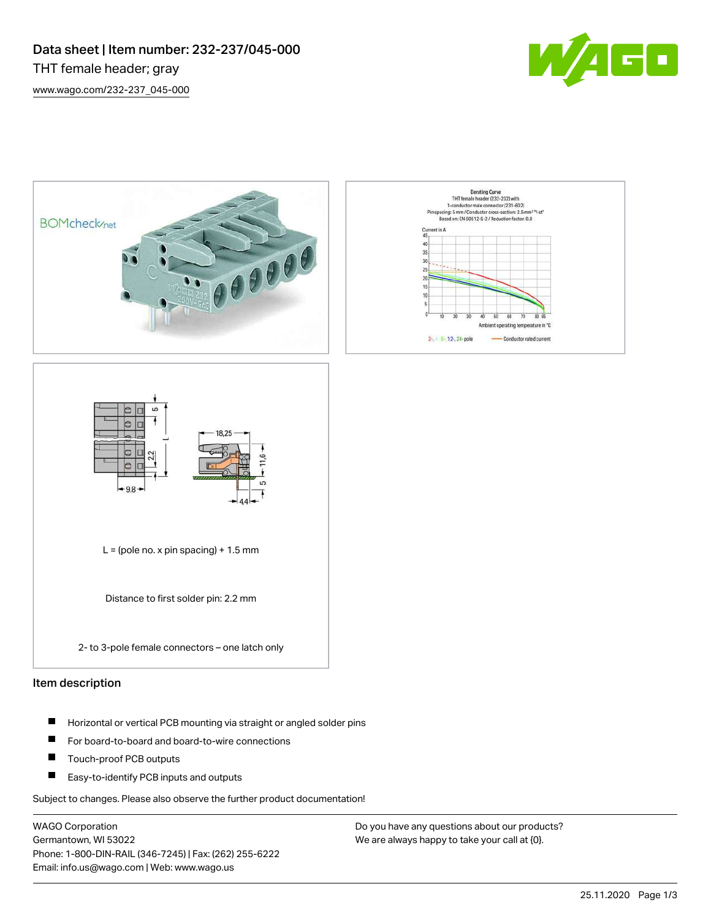# Data sheet | Item number: 232-237/045-000

THT female header; gray

[www.wago.com/232-237_045-000](http://www.wago.com/232-237_045-000)

L = (pole no. x pin spacing) + 1.5 mm

Distance to first solder pin: 2.2 mm

2- to 3-pole female connectors – one latch only

## Item description

- Horizontal or vertical PCB mounting via straight or angled solder pins
- For board-to-board and board-to-wire connections
- Touch-proof PCB outputs
- Easy-to-identify PCB inputs and outputs

Subject to changes. Please also observe the further product documentation!

WAGO Corporation
Germantown, WI 53022
Phone: 1-800-DIN-RAIL (346-7245) | Fax: (262) 255-6222
Email: info.us@wago.com | Web: www.wago.us

Do you have any questions about our products?
We are always happy to take your call at {0}.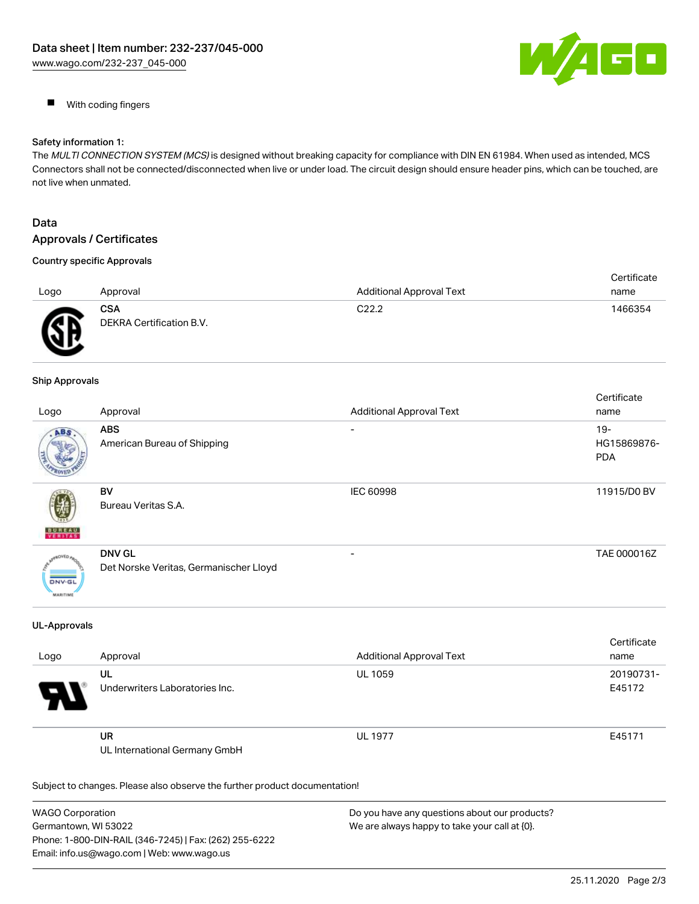- With coding fingers

**Safety information 1:**
The *MULTI CONNECTION SYSTEM (MCS)* is designed without breaking capacity for compliance with DIN EN 61984. When used as intended, MCS Connectors shall not be connected/disconnected when live or under load. The circuit design should ensure header pins, which can be touched, are not live when unmatted.

## Data

### Approvals / Certificates

#### Country specific Approvals

| Logo | Approval | Additional Approval Text | Certificate name |
| --- | --- | --- | --- |
| | **CSA**<br>DEKRA Certification B.V. | C22.2 | 1466354 |

#### Ship Approvals

| Logo | Approval | Additional Approval Text | Certificate name |
| --- | --- | --- | --- |
| | **ABS**<br>American Bureau of Shipping | - | 19-HG15869876-PDA |
| | **BV**<br>Bureau Veritas S.A. | IEC 60998 | 11915/D0 BV |
| | **DNV GL**<br>Det Norske Veritas, Germanischer Lloyd | - | TAE 000016Z |

#### UL-Approvals

| Logo | Approval | Additional Approval Text | Certificate name |
| --- | --- | --- | --- |
| | **UL**<br>Underwriters Laboratories Inc. | UL 1059 | 20190731-E45172 |
| | **UR**<br>UL International Germany GmbH | UL 1977 | E45171 |

Subject to changes. Please also observe the further product documentation!

WAGO Corporation
Germantown, WI 53022
Phone: 1-800-DIN-RAIL (346-7245) | Fax: (262) 255-6222
Email: info.us@wago.com | Web: www.wago.us

Do you have any questions about our products?
We are always happy to take your call at {0}.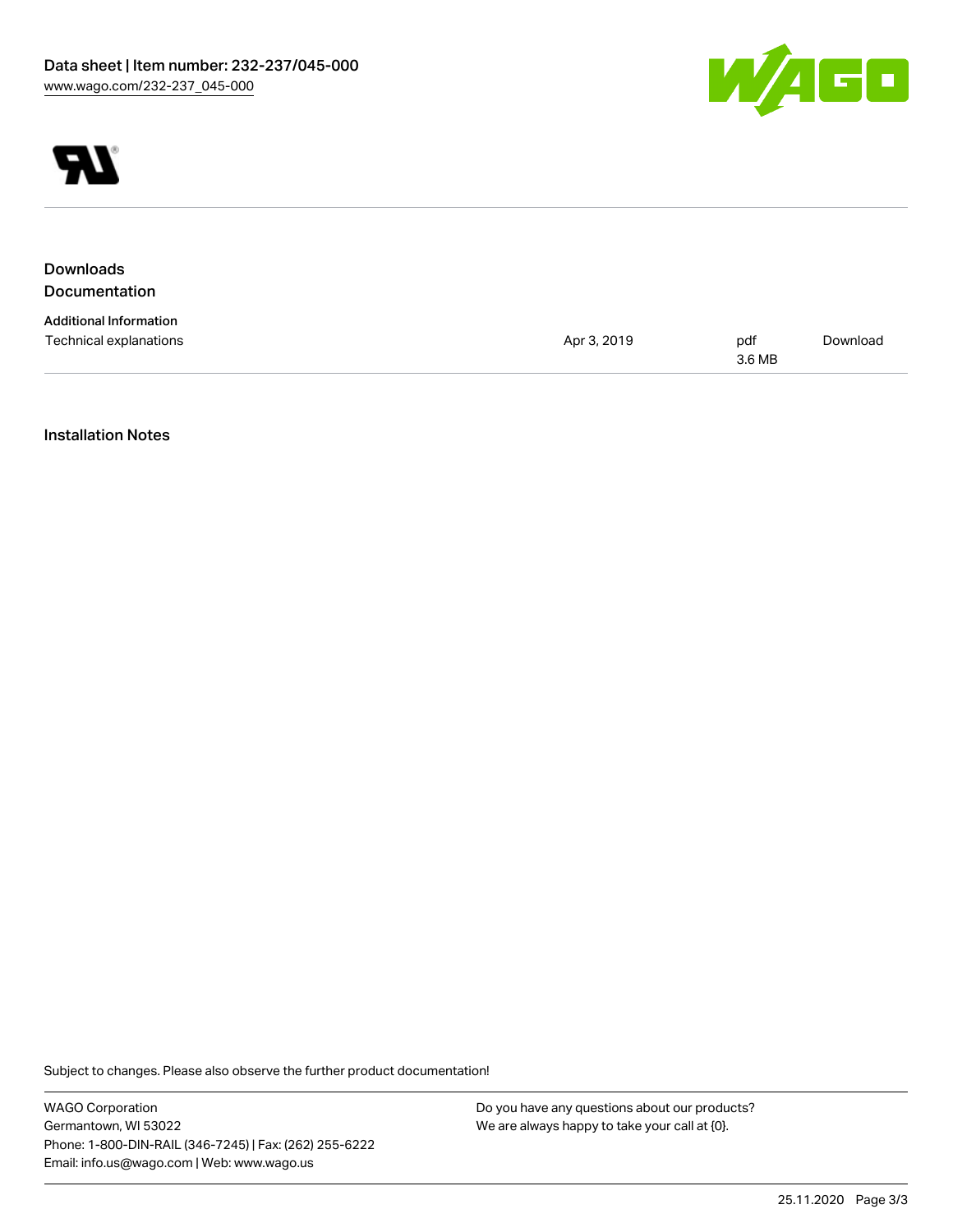## Downloads
## Documentation

### Additional Information

| | | | |
|---|---|---|---|
| Technical explanations | Apr 3, 2019 | pdf<br>3.6 MB | Download |

## Installation Notes

Subject to changes. Please also observe the further product documentation!

WAGO Corporation
Germantown, WI 53022
Phone: 1-800-DIN-RAIL (346-7245) | Fax: (262) 255-6222
Email: info.us@wago.com | Web: www.wago.us

Do you have any questions about our products?
We are always happy to take your call at {0}.